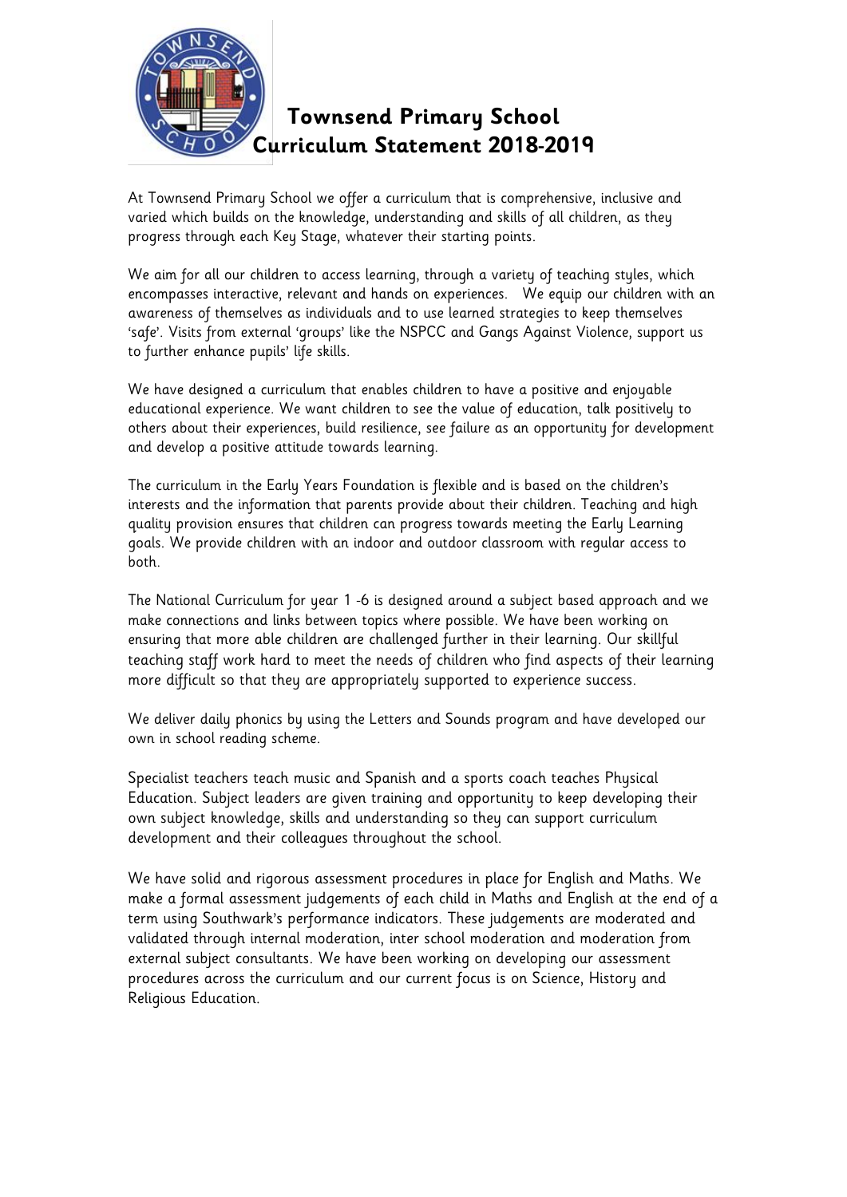# Townsend Primary School Curriculum Statement 2018-2019

At Townsend Primary School we offer a curriculum that is comprehensive, inclusive and varied which builds on the knowledge, understanding and skills of all children, as they progress through each Key Stage, whatever their starting points.

We aim for all our children to access learning, through a variety of teaching styles, which encompasses interactive, relevant and hands on experiences. We equip our children with an awareness of themselves as individuals and to use learned strategies to keep themselves 'safe'. Visits from external 'groups' like the NSPCC and Gangs Against Violence, support us to further enhance pupils' life skills.

We have designed a curriculum that enables children to have a positive and enjoyable educational experience. We want children to see the value of education, talk positively to others about their experiences, build resilience, see failure as an opportunity for development and develop a positive attitude towards learning.

The curriculum in the Early Years Foundation is flexible and is based on the children's interests and the information that parents provide about their children. Teaching and high quality provision ensures that children can progress towards meeting the Early Learning goals. We provide children with an indoor and outdoor classroom with regular access to both.

The National Curriculum for year 1 -6 is designed around a subject based approach and we make connections and links between topics where possible. We have been working on ensuring that more able children are challenged further in their learning. Our skillful teaching staff work hard to meet the needs of children who find aspects of their learning more difficult so that they are appropriately supported to experience success.

We deliver daily phonics by using the Letters and Sounds program and have developed our own in school reading scheme.

Specialist teachers teach music and Spanish and a sports coach teaches Physical Education. Subject leaders are given training and opportunity to keep developing their own subject knowledge, skills and understanding so they can support curriculum development and their colleagues throughout the school.

We have solid and rigorous assessment procedures in place for English and Maths. We make a formal assessment judgements of each child in Maths and English at the end of a term using Southwark's performance indicators. These judgements are moderated and validated through internal moderation, inter school moderation and moderation from external subject consultants. We have been working on developing our assessment procedures across the curriculum and our current focus is on Science, History and Religious Education.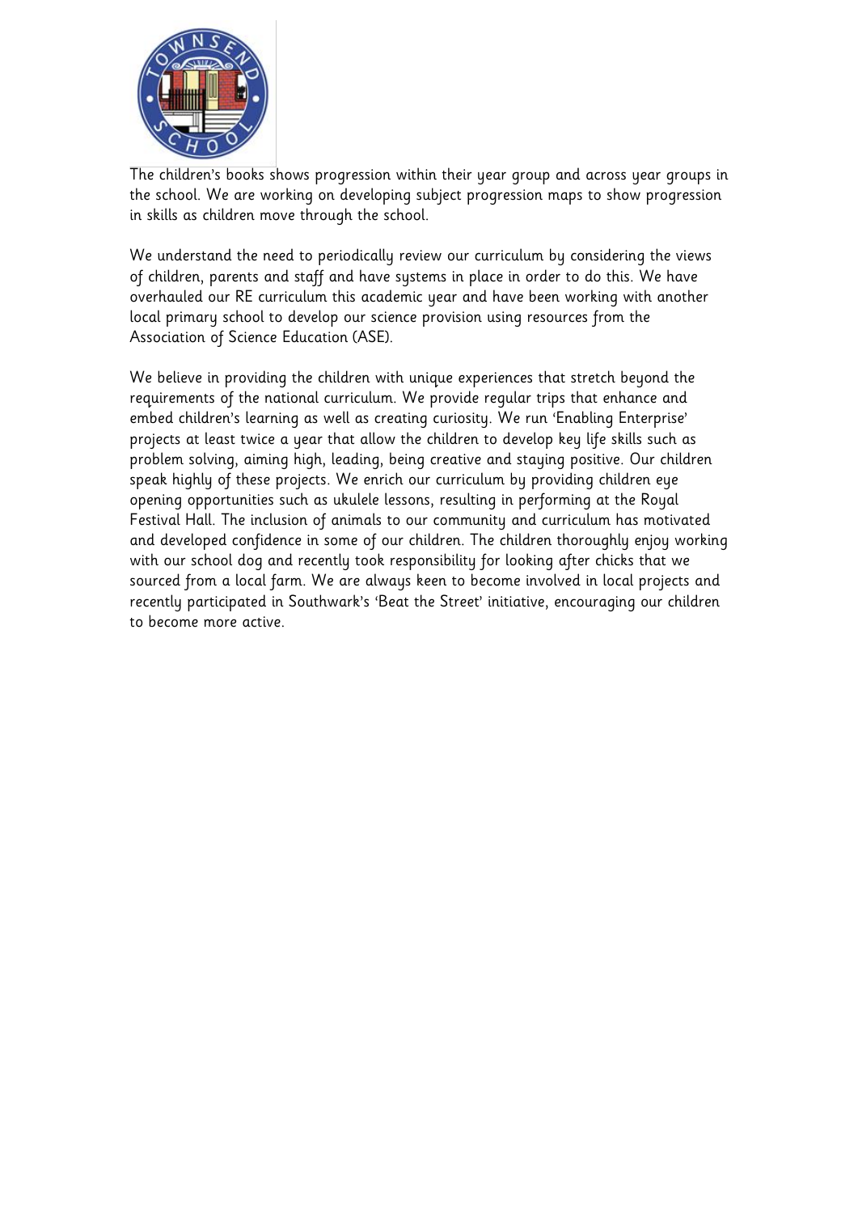The children's books shows progression within their year group and across year groups in the school. We are working on developing subject progression maps to show progression in skills as children move through the school.

We understand the need to periodically review our curriculum by considering the views of children, parents and staff and have systems in place in order to do this. We have overhauled our RE curriculum this academic year and have been working with another local primary school to develop our science provision using resources from the Association of Science Education (ASE).

We believe in providing the children with unique experiences that stretch beyond the requirements of the national curriculum. We provide regular trips that enhance and embed children's learning as well as creating curiosity. We run 'Enabling Enterprise' projects at least twice a year that allow the children to develop key life skills such as problem solving, aiming high, leading, being creative and staying positive. Our children speak highly of these projects. We enrich our curriculum by providing children eye opening opportunities such as ukulele lessons, resulting in performing at the Royal Festival Hall. The inclusion of animals to our community and curriculum has motivated and developed confidence in some of our children. The children thoroughly enjoy working with our school dog and recently took responsibility for looking after chicks that we sourced from a local farm. We are always keen to become involved in local projects and recently participated in Southwark's 'Beat the Street' initiative, encouraging our children to become more active.